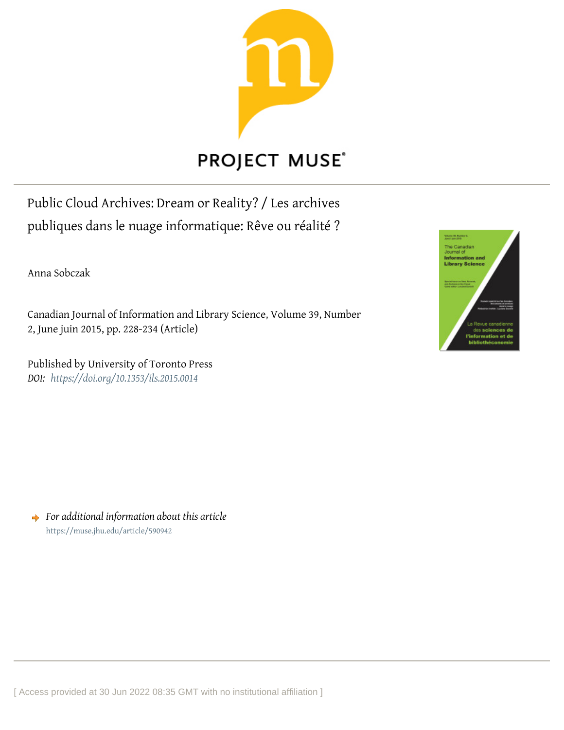Public Cloud Archives: Dream or Reality? / Les archives publiques dans le nuage informatique: Rêve ou réalité ?

Anna Sobczak

Canadian Journal of Information and Library Science, Volume 39, Number 2, June juin 2015, pp. 228-234 (Article)

Published by University of Toronto Press
*DOI: https://doi.org/10.1353/ils.2015.0014*

*For additional information about this article*
https://muse.jhu.edu/article/590942

[ Access provided at 30 Jun 2022 08:35 GMT with no institutional affiliation ]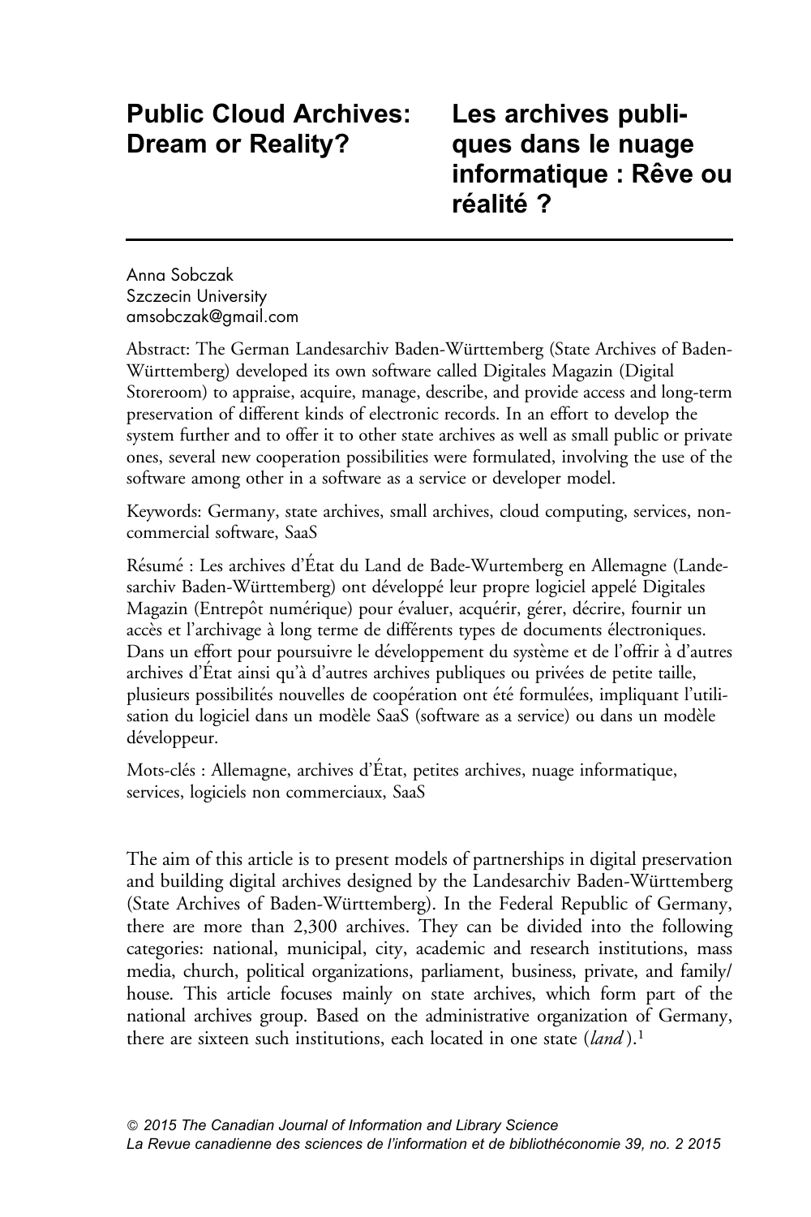# Public Cloud Archives: Dream or Reality?

# Les archives publiques dans le nuage informatique : Rêve ou réalité ?

Anna Sobczak
Szczecin University
amsobczak@gmail.com

Abstract: The German Landesarchiv Baden-Württemberg (State Archives of Baden-Württemberg) developed its own software called Digitales Magazin (Digital Storeroom) to appraise, acquire, manage, describe, and provide access and long-term preservation of different kinds of electronic records. In an effort to develop the system further and to offer it to other state archives as well as small public or private ones, several new cooperation possibilities were formulated, involving the use of the software among other in a software as a service or developer model.

Keywords: Germany, state archives, small archives, cloud computing, services, non-commercial software, SaaS

Résumé : Les archives d'État du Land de Bade-Wurtemberg en Allemagne (Landesarchiv Baden-Württemberg) ont développé leur propre logiciel appelé Digitales Magazin (Entrepôt numérique) pour évaluer, acquérir, gérer, décrire, fournir un accès et l'archivage à long terme de différents types de documents électroniques. Dans un effort pour poursuivre le développement du système et de l'offrir à d'autres archives d'État ainsi qu'à d'autres archives publiques ou privées de petite taille, plusieurs possibilités nouvelles de coopération ont été formulées, impliquant l'utilisation du logiciel dans un modèle SaaS (software as a service) ou dans un modèle développeur.

Mots-clés : Allemagne, archives d'État, petites archives, nuage informatique, services, logiciels non commerciaux, SaaS

The aim of this article is to present models of partnerships in digital preservation and building digital archives designed by the Landesarchiv Baden-Württemberg (State Archives of Baden-Württemberg). In the Federal Republic of Germany, there are more than 2,300 archives. They can be divided into the following categories: national, municipal, city, academic and research institutions, mass media, church, political organizations, parliament, business, private, and family/house. This article focuses mainly on state archives, which form part of the national archives group. Based on the administrative organization of Germany, there are sixteen such institutions, each located in one state (*land*).[1]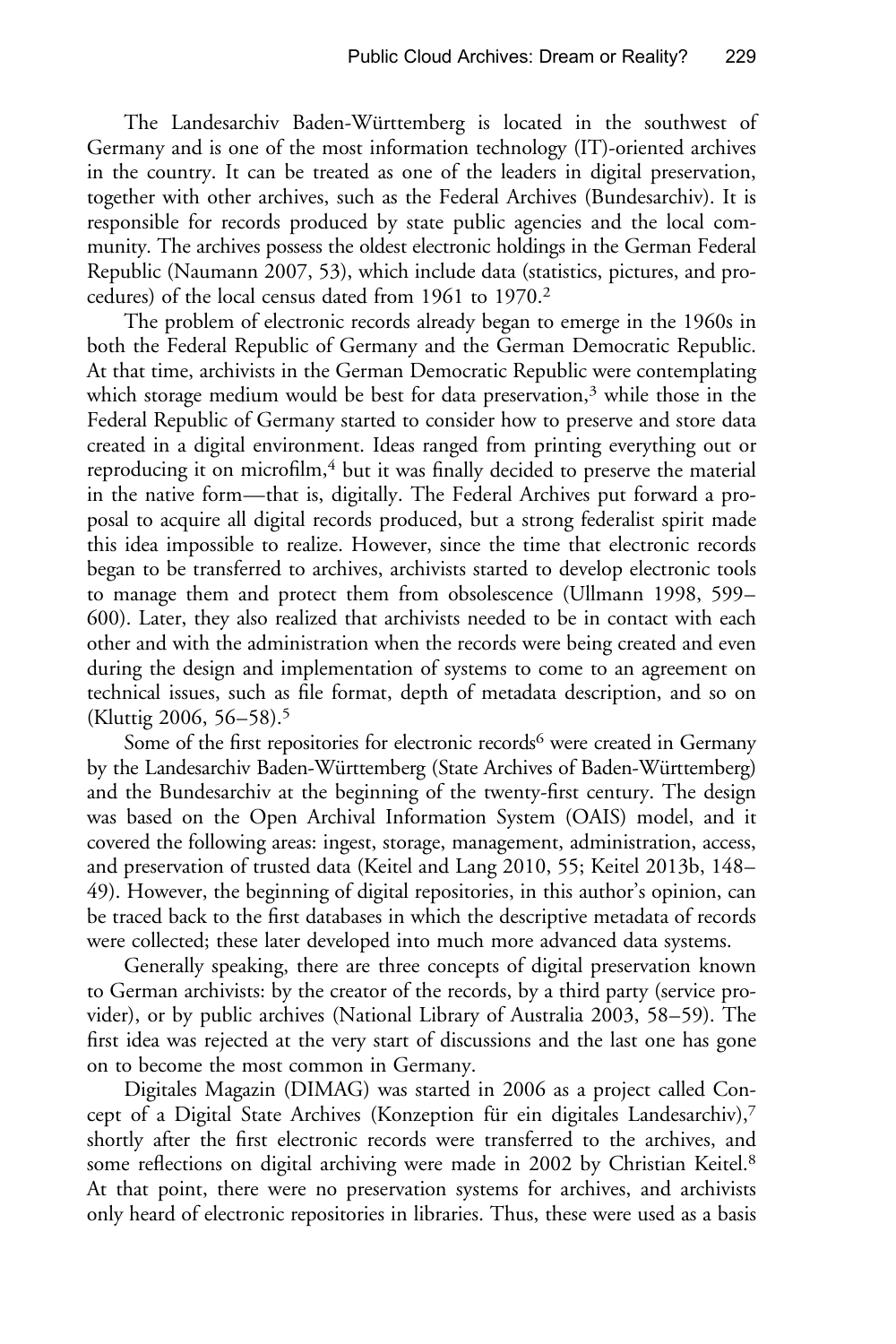The Landesarchiv Baden-Württemberg is located in the southwest of Germany and is one of the most information technology (IT)-oriented archives in the country. It can be treated as one of the leaders in digital preservation, together with other archives, such as the Federal Archives (Bundesarchiv). It is responsible for records produced by state public agencies and the local community. The archives possess the oldest electronic holdings in the German Federal Republic (Naumann 2007, 53), which include data (statistics, pictures, and procedures) of the local census dated from 1961 to 1970.[2]

The problem of electronic records already began to emerge in the 1960s in both the Federal Republic of Germany and the German Democratic Republic. At that time, archivists in the German Democratic Republic were contemplating which storage medium would be best for data preservation,[3] while those in the Federal Republic of Germany started to consider how to preserve and store data created in a digital environment. Ideas ranged from printing everything out or reproducing it on microfilm,[4] but it was finally decided to preserve the material in the native form—that is, digitally. The Federal Archives put forward a proposal to acquire all digital records produced, but a strong federalist spirit made this idea impossible to realize. However, since the time that electronic records began to be transferred to archives, archivists started to develop electronic tools to manage them and protect them from obsolescence (Ullmann 1998, 599–600). Later, they also realized that archivists needed to be in contact with each other and with the administration when the records were being created and even during the design and implementation of systems to come to an agreement on technical issues, such as file format, depth of metadata description, and so on (Kluttig 2006, 56–58).[5]

Some of the first repositories for electronic records[6] were created in Germany by the Landesarchiv Baden-Württemberg (State Archives of Baden-Württemberg) and the Bundesarchiv at the beginning of the twenty-first century. The design was based on the Open Archival Information System (OAIS) model, and it covered the following areas: ingest, storage, management, administration, access, and preservation of trusted data (Keitel and Lang 2010, 55; Keitel 2013b, 148–49). However, the beginning of digital repositories, in this author's opinion, can be traced back to the first databases in which the descriptive metadata of records were collected; these later developed into much more advanced data systems.

Generally speaking, there are three concepts of digital preservation known to German archivists: by the creator of the records, by a third party (service provider), or by public archives (National Library of Australia 2003, 58–59). The first idea was rejected at the very start of discussions and the last one has gone on to become the most common in Germany.

Digitales Magazin (DIMAG) was started in 2006 as a project called Concept of a Digital State Archives (Konzeption für ein digitales Landesarchiv),[7] shortly after the first electronic records were transferred to the archives, and some reflections on digital archiving were made in 2002 by Christian Keitel.[8] At that point, there were no preservation systems for archives, and archivists only heard of electronic repositories in libraries. Thus, these were used as a basis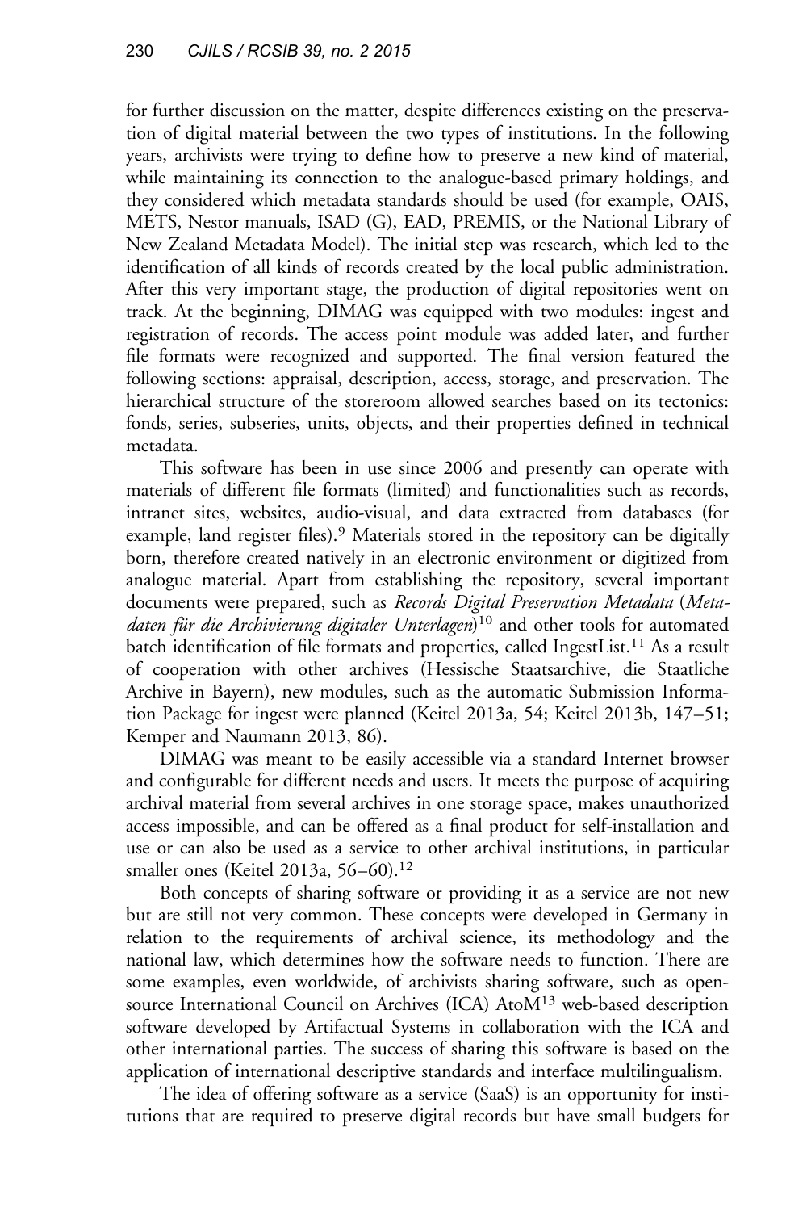for further discussion on the matter, despite differences existing on the preservation of digital material between the two types of institutions. In the following years, archivists were trying to define how to preserve a new kind of material, while maintaining its connection to the analogue-based primary holdings, and they considered which metadata standards should be used (for example, OAIS, METS, Nestor manuals, ISAD (G), EAD, PREMIS, or the National Library of New Zealand Metadata Model). The initial step was research, which led to the identification of all kinds of records created by the local public administration. After this very important stage, the production of digital repositories went on track. At the beginning, DIMAG was equipped with two modules: ingest and registration of records. The access point module was added later, and further file formats were recognized and supported. The final version featured the following sections: appraisal, description, access, storage, and preservation. The hierarchical structure of the storeroom allowed searches based on its tectonics: fonds, series, subseries, units, objects, and their properties defined in technical metadata.

This software has been in use since 2006 and presently can operate with materials of different file formats (limited) and functionalities such as records, intranet sites, websites, audio-visual, and data extracted from databases (for example, land register files).[9] Materials stored in the repository can be digitally born, therefore created natively in an electronic environment or digitized from analogue material. Apart from establishing the repository, several important documents were prepared, such as *Records Digital Preservation Metadata* (*Metadaten für die Archivierung digitaler Unterlagen*)[10] and other tools for automated batch identification of file formats and properties, called IngestList.[11] As a result of cooperation with other archives (Hessische Staatsarchive, die Staatliche Archive in Bayern), new modules, such as the automatic Submission Information Package for ingest were planned (Keitel 2013a, 54; Keitel 2013b, 147–51; Kemper and Naumann 2013, 86).

DIMAG was meant to be easily accessible via a standard Internet browser and configurable for different needs and users. It meets the purpose of acquiring archival material from several archives in one storage space, makes unauthorized access impossible, and can be offered as a final product for self-installation and use or can also be used as a service to other archival institutions, in particular smaller ones (Keitel 2013a, 56–60).[12]

Both concepts of sharing software or providing it as a service are not new but are still not very common. These concepts were developed in Germany in relation to the requirements of archival science, its methodology and the national law, which determines how the software needs to function. There are some examples, even worldwide, of archivists sharing software, such as open-source International Council on Archives (ICA) AtoM[13] web-based description software developed by Artifactual Systems in collaboration with the ICA and other international parties. The success of sharing this software is based on the application of international descriptive standards and interface multilingualism.

The idea of offering software as a service (SaaS) is an opportunity for institutions that are required to preserve digital records but have small budgets for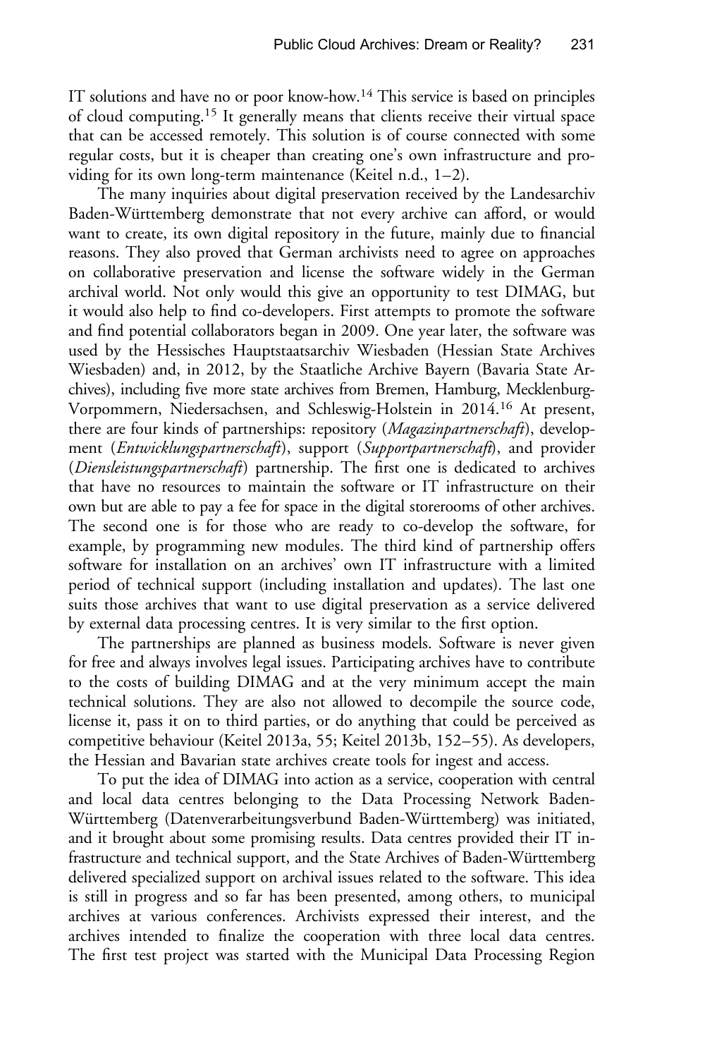IT solutions and have no or poor know-how.[14] This service is based on principles of cloud computing.[15] It generally means that clients receive their virtual space that can be accessed remotely. This solution is of course connected with some regular costs, but it is cheaper than creating one's own infrastructure and providing for its own long-term maintenance (Keitel n.d., 1–2).

The many inquiries about digital preservation received by the Landesarchiv Baden-Württemberg demonstrate that not every archive can afford, or would want to create, its own digital repository in the future, mainly due to financial reasons. They also proved that German archivists need to agree on approaches on collaborative preservation and license the software widely in the German archival world. Not only would this give an opportunity to test DIMAG, but it would also help to find co-developers. First attempts to promote the software and find potential collaborators began in 2009. One year later, the software was used by the Hessisches Hauptstaatsarchiv Wiesbaden (Hessian State Archives Wiesbaden) and, in 2012, by the Staatliche Archive Bayern (Bavaria State Archives), including five more state archives from Bremen, Hamburg, Mecklenburg-Vorpommern, Niedersachsen, and Schleswig-Holstein in 2014.[16] At present, there are four kinds of partnerships: repository (*Magazinpartnerschaft*), development (*Entwicklungspartnerschaft*), support (*Supportpartnerschaft*), and provider (*Diensleistungspartnerschaft*) partnership. The first one is dedicated to archives that have no resources to maintain the software or IT infrastructure on their own but are able to pay a fee for space in the digital storerooms of other archives. The second one is for those who are ready to co-develop the software, for example, by programming new modules. The third kind of partnership offers software for installation on an archives' own IT infrastructure with a limited period of technical support (including installation and updates). The last one suits those archives that want to use digital preservation as a service delivered by external data processing centres. It is very similar to the first option.

The partnerships are planned as business models. Software is never given for free and always involves legal issues. Participating archives have to contribute to the costs of building DIMAG and at the very minimum accept the main technical solutions. They are also not allowed to decompile the source code, license it, pass it on to third parties, or do anything that could be perceived as competitive behaviour (Keitel 2013a, 55; Keitel 2013b, 152–55). As developers, the Hessian and Bavarian state archives create tools for ingest and access.

To put the idea of DIMAG into action as a service, cooperation with central and local data centres belonging to the Data Processing Network Baden-Württemberg (Datenverarbeitungsverbund Baden-Württemberg) was initiated, and it brought about some promising results. Data centres provided their IT infrastructure and technical support, and the State Archives of Baden-Württemberg delivered specialized support on archival issues related to the software. This idea is still in progress and so far has been presented, among others, to municipal archives at various conferences. Archivists expressed their interest, and the archives intended to finalize the cooperation with three local data centres. The first test project was started with the Municipal Data Processing Region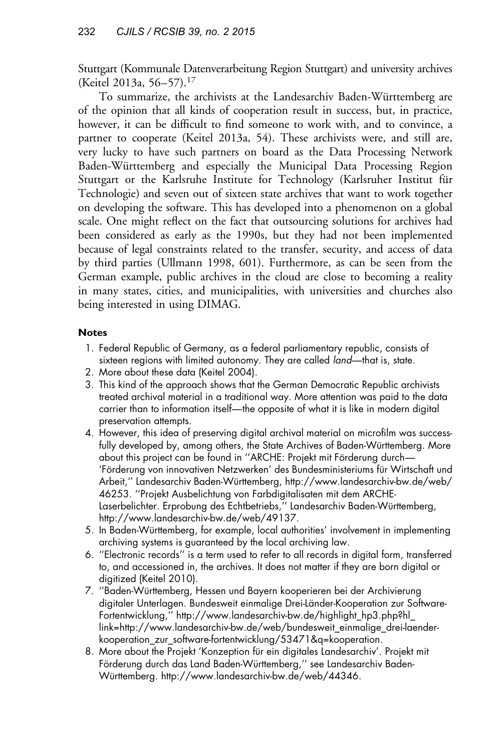Stuttgart (Kommunale Datenverarbeitung Region Stuttgart) and university archives (Keitel 2013a, 56–57).[17]

To summarize, the archivists at the Landesarchiv Baden-Württemberg are of the opinion that all kinds of cooperation result in success, but, in practice, however, it can be difficult to find someone to work with, and to convince, a partner to cooperate (Keitel 2013a, 54). These archivists were, and still are, very lucky to have such partners on board as the Data Processing Network Baden-Württemberg and especially the Municipal Data Processing Region Stuttgart or the Karlsruhe Institute for Technology (Karlsruher Institut für Technologie) and seven out of sixteen state archives that want to work together on developing the software. This has developed into a phenomenon on a global scale. One might reflect on the fact that outsourcing solutions for archives had been considered as early as the 1990s, but they had not been implemented because of legal constraints related to the transfer, security, and access of data by third parties (Ullmann 1998, 601). Furthermore, as can be seen from the German example, public archives in the cloud are close to becoming a reality in many states, cities, and municipalities, with universities and churches also being interested in using DIMAG.

### Notes

1. Federal Republic of Germany, as a federal parliamentary republic, consists of sixteen regions with limited autonomy. They are called *land*—that is, state.
2. More about these data (Keitel 2004).
3. This kind of the approach shows that the German Democratic Republic archivists treated archival material in a traditional way. More attention was paid to the data carrier than to information itself—the opposite of what it is like in modern digital preservation attempts.
4. However, this idea of preserving digital archival material on microfilm was successfully developed by, among others, the State Archives of Baden-Württemberg. More about this project can be found in ''ARCHE: Projekt mit Förderung durch—'Förderung von innovativen Netzwerken' des Bundesministeriums für Wirtschaft und Arbeit,'' Landesarchiv Baden-Württemberg, http://www.landesarchiv-bw.de/web/46253. ''Projekt Ausbelichtung von Farbdigitalisaten mit dem ARCHE-Laserbelichter. Erprobung des Echtbetriebs,'' Landesarchiv Baden-Württemberg, http://www.landesarchiv-bw.de/web/49137.
5. In Baden-Württemberg, for example, local authorities' involvement in implementing archiving systems is guaranteed by the local archiving law.
6. ''Electronic records'' is a term used to refer to all records in digital form, transferred to, and accessioned in, the archives. It does not matter if they are born digital or digitized (Keitel 2010).
7. ''Baden-Württemberg, Hessen und Bayern kooperieren bei der Archivierung digitaler Unterlagen. Bundesweit einmalige Drei-Länder-Kooperation zur Software-Fortentwicklung,'' http://www.landesarchiv-bw.de/highlight_hp3.php?hl_link=http://www.landesarchiv-bw.de/web/bundesweit_einmalige_drei-laender-kooperation_zur_software-fortentwicklung/53471&q=kooperation.
8. More about the Projekt 'Konzeption für ein digitales Landesarchiv'. Projekt mit Förderung durch das Land Baden-Württemberg,'' see Landesarchiv Baden-Württemberg. http://www.landesarchiv-bw.de/web/44346.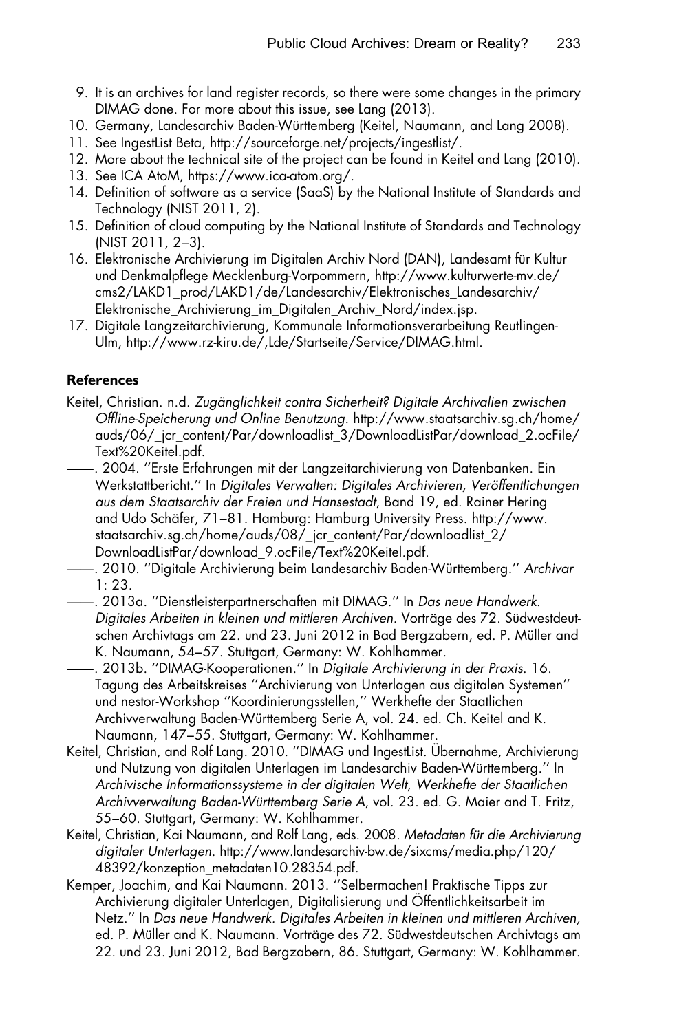9. It is an archives for land register records, so there were some changes in the primary DIMAG done. For more about this issue, see Lang (2013).
10. Germany, Landesarchiv Baden-Württemberg (Keitel, Naumann, and Lang 2008).
11. See IngestList Beta, http://sourceforge.net/projects/ingestlist/.
12. More about the technical site of the project can be found in Keitel and Lang (2010).
13. See ICA AtoM, https://www.ica-atom.org/.
14. Definition of software as a service (SaaS) by the National Institute of Standards and Technology (NIST 2011, 2).
15. Definition of cloud computing by the National Institute of Standards and Technology (NIST 2011, 2–3).
16. Elektronische Archivierung im Digitalen Archiv Nord (DAN), Landesamt für Kultur und Denkmalpflege Mecklenburg-Vorpommern, http://www.kulturwerte-mv.de/cms2/LAKD1_prod/LAKD1/de/Landesarchiv/Elektronisches_Landesarchiv/Elektronische_Archivierung_im_Digitalen_Archiv_Nord/index.jsp.
17. Digitale Langzeitarchivierung, Kommunale Informationsverarbeitung Reutlingen-Ulm, http://www.rz-kiru.de/,Lde/Startseite/Service/DIMAG.html.

**References**

Keitel, Christian. n.d. *Zugänglichkeit contra Sicherheit? Digitale Archivalien zwischen Offline-Speicherung und Online Benutzung.* http://www.staatsarchiv.sg.ch/home/auds/06/_jcr_content/Par/downloadlist_3/DownloadListPar/download_2.ocFile/Text%20Keitel.pdf.

——. 2004. "Erste Erfahrungen mit der Langzeitarchivierung von Datenbanken. Ein Werkstattbericht." In *Digitales Verwalten: Digitales Archivieren, Veröffentlichungen aus dem Staatsarchiv der Freien und Hansestadt*, Band 19, ed. Rainer Hering and Udo Schäfer, 71–81. Hamburg: Hamburg University Press. http://www.staatsarchiv.sg.ch/home/auds/08/_jcr_content/Par/downloadlist_2/DownloadListPar/download_9.ocFile/Text%20Keitel.pdf.

——. 2010. "Digitale Archivierung beim Landesarchiv Baden-Württemberg." *Archivar* 1: 23.

——. 2013a. "Dienstleisterpartnerschaften mit DIMAG." In *Das neue Handwerk. Digitales Arbeiten in kleinen und mittleren Archiven*. Vorträge des 72. Südwestdeutschen Archivtags am 22. und 23. Juni 2012 in Bad Bergzabern, ed. P. Müller and K. Naumann, 54–57. Stuttgart, Germany: W. Kohlhammer.

——. 2013b. "DIMAG-Kooperationen." In *Digitale Archivierung in der Praxis*. 16. Tagung des Arbeitskreises "Archivierung von Unterlagen aus digitalen Systemen" und nestor-Workshop "Koordinierungsstellen," Werkhefte der Staatlichen Archivverwaltung Baden-Württemberg Serie A, vol. 24. ed. Ch. Keitel and K. Naumann, 147–55. Stuttgart, Germany: W. Kohlhammer.

Keitel, Christian, and Rolf Lang. 2010. "DIMAG und IngestList. Übernahme, Archivierung und Nutzung von digitalen Unterlagen im Landesarchiv Baden-Württemberg." In *Archivische Informationssysteme in der digitalen Welt, Werkhefte der Staatlichen Archivverwaltung Baden-Württemberg Serie A*, vol. 23. ed. G. Maier and T. Fritz, 55–60. Stuttgart, Germany: W. Kohlhammer.

Keitel, Christian, Kai Naumann, and Rolf Lang, eds. 2008. *Metadaten für die Archivierung digitaler Unterlagen*. http://www.landesarchiv-bw.de/sixcms/media.php/120/48392/konzeption_metadaten10.28354.pdf.

Kemper, Joachim, and Kai Naumann. 2013. "Selbermachen! Praktische Tipps zur Archivierung digitaler Unterlagen, Digitalisierung und Öffentlichkeitsarbeit im Netz." In *Das neue Handwerk. Digitales Arbeiten in kleinen und mittleren Archiven,* ed. P. Müller and K. Naumann. Vorträge des 72. Südwestdeutschen Archivtags am 22. und 23. Juni 2012, Bad Bergzabern, 86. Stuttgart, Germany: W. Kohlhammer.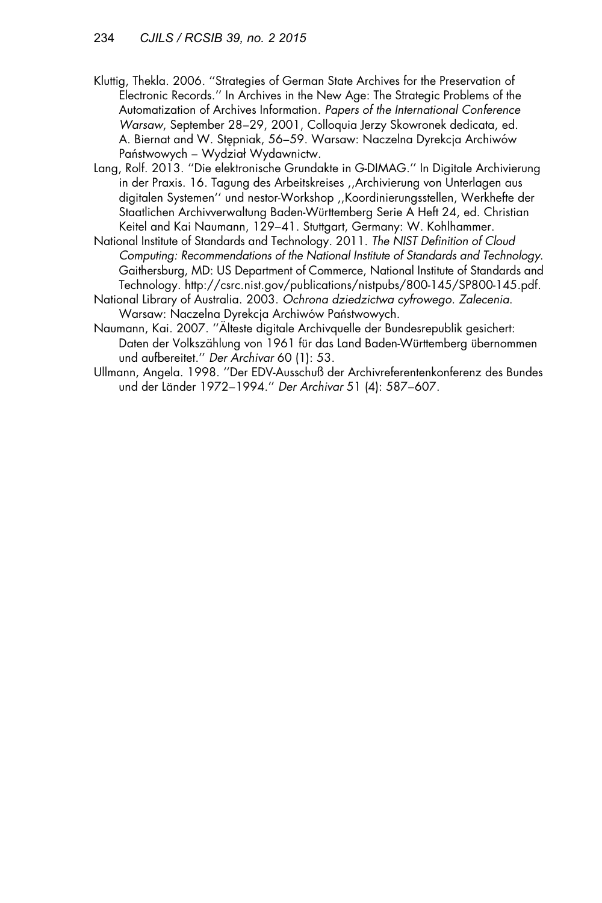Kluttig, Thekla. 2006. ''Strategies of German State Archives for the Preservation of Electronic Records.'' In Archives in the New Age: The Strategic Problems of the Automatization of Archives Information. *Papers of the International Conference Warsaw*, September 28–29, 2001, Colloquia Jerzy Skowronek dedicata, ed. A. Biernat and W. Stępniak, 56–59. Warsaw: Naczelna Dyrekcja Archiwów Państwowych – Wydział Wydawnictw.

Lang, Rolf. 2013. ''Die elektronische Grundakte in G-DIMAG.'' In Digitale Archivierung in der Praxis. 16. Tagung des Arbeitskreises ,,Archivierung von Unterlagen aus digitalen Systemen'' und nestor-Workshop ,,Koordinierungsstellen, Werkhefte der Staatlichen Archivverwaltung Baden-Württemberg Serie A Heft 24, ed. Christian Keitel and Kai Naumann, 129–41. Stuttgart, Germany: W. Kohlhammer.

National Institute of Standards and Technology. 2011. *The NIST Definition of Cloud Computing: Recommendations of the National Institute of Standards and Technology*. Gaithersburg, MD: US Department of Commerce, National Institute of Standards and Technology. http://csrc.nist.gov/publications/nistpubs/800-145/SP800-145.pdf.

National Library of Australia. 2003. *Ochrona dziedzictwa cyfrowego. Zalecenia*. Warsaw: Naczelna Dyrekcja Archiwów Państwowych.

Naumann, Kai. 2007. ''Älteste digitale Archivquelle der Bundesrepublik gesichert: Daten der Volkszählung von 1961 für das Land Baden-Württemberg übernommen und aufbereitet.'' *Der Archivar* 60 (1): 53.

Ullmann, Angela. 1998. ''Der EDV-Ausschuß der Archivreferentenkonferenz des Bundes und der Länder 1972–1994.'' *Der Archivar* 51 (4): 587–607.